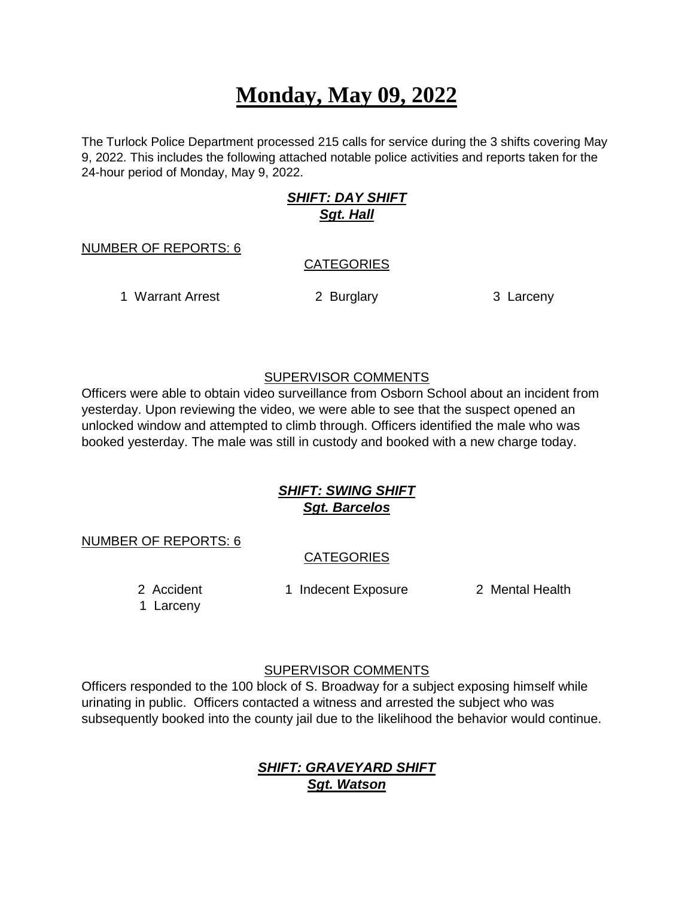# Monday, May 09, 2022

The Turlock Police Department processed 215 calls for service during the 3 shifts covering May 9, 2022. This includes the following attached notable police activities and reports taken for the 24-hour period of Monday, May 9, 2022.

### ***SHIFT: DAY SHIFT***
### ***Sgt. Hall***

NUMBER OF REPORTS: 6

CATEGORIES

1 Warrant Arrest
2 Burglary
3 Larceny

SUPERVISOR COMMENTS

Officers were able to obtain video surveillance from Osborn School about an incident from yesterday. Upon reviewing the video, we were able to see that the suspect opened an unlocked window and attempted to climb through. Officers identified the male who was booked yesterday. The male was still in custody and booked with a new charge today.

### ***SHIFT: SWING SHIFT***
### ***Sgt. Barcelos***

NUMBER OF REPORTS: 6

CATEGORIES

2 Accident
1 Indecent Exposure
2 Mental Health
1 Larceny

SUPERVISOR COMMENTS

Officers responded to the 100 block of S. Broadway for a subject exposing himself while urinating in public. Officers contacted a witness and arrested the subject who was subsequently booked into the county jail due to the likelihood the behavior would continue.

### ***SHIFT: GRAVEYARD SHIFT***
### ***Sgt. Watson***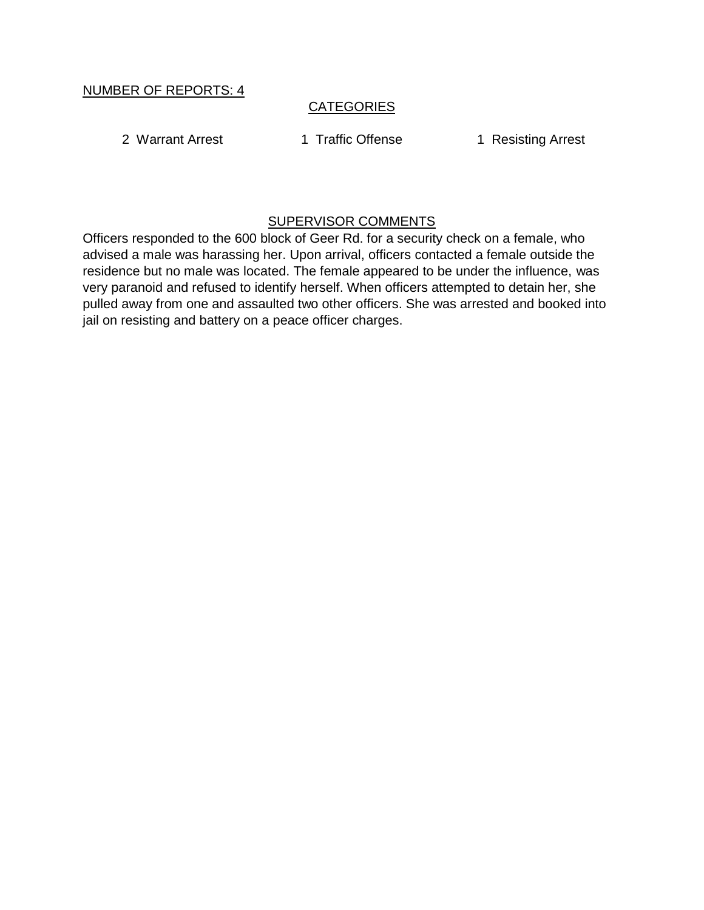NUMBER OF REPORTS: 4

## CATEGORIES

| | | |
|---|---|---|
| 2 Warrant Arrest | 1 Traffic Offense | 1 Resisting Arrest |

## SUPERVISOR COMMENTS

Officers responded to the 600 block of Geer Rd. for a security check on a female, who advised a male was harassing her. Upon arrival, officers contacted a female outside the residence but no male was located. The female appeared to be under the influence, was very paranoid and refused to identify herself. When officers attempted to detain her, she pulled away from one and assaulted two other officers. She was arrested and booked into jail on resisting and battery on a peace officer charges.